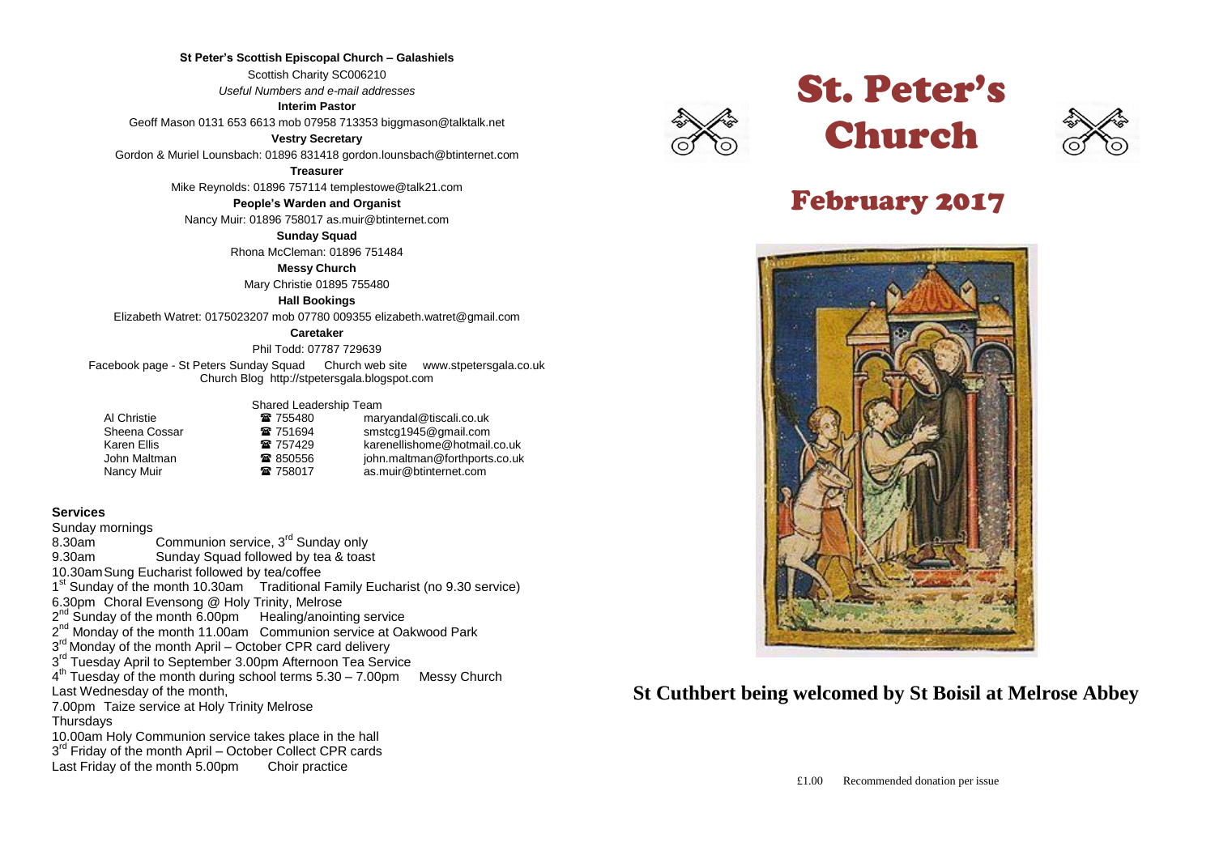**St Peter's Scottish Episcopal Church – Galashiels**

Scottish Charity SC006210

*Useful Numbers and e-mail addresses*

**Interim Pastor**

Geoff Mason 0131 653 6613 mob 07958 713353 biggmason@talktalk.net

**Vestry Secretary**

Gordon & Muriel Lounsbach: 01896 831418 gordon.lounsbach@btinternet.com

**Treasurer**

Mike Reynolds: 01896 757114 templestowe@talk21.com

**People's Warden and Organist**

Nancy Muir: 01896 758017 as.muir@btinternet.com

**Sunday Squad**

Rhona McCleman: 01896 751484

**Messy Church**

Mary Christie 01895 755480

**Hall Bookings**

Elizabeth Watret: 0175023207 mob 07780 009355 elizabeth.watret@gmail.com

**Caretaker**

Phil Todd: 07787 729639

Facebook page - St Peters Sunday Squad   Church web site www.stpetersgala.co.uk

Church Blog http://stpetersgala.blogspot.com

Shared Leadership Team

| | | |
|---|---|---|
| Al Christie | ☎ 755480 | maryandal@tiscali.co.uk |
| Sheena Cossar | ☎ 751694 | smstcg1945@gmail.com |
| Karen Ellis | ☎ 757429 | karenellishome@hotmail.co.uk |
| John Maltman | ☎ 850556 | john.maltman@forthports.co.uk |
| Nancy Muir | ☎ 758017 | as.muir@btinternet.com |

**Services**

Sunday mornings

8.30am Communion service, 3rd Sunday only

9.30am Sunday Squad followed by tea & toast

10.30am Sung Eucharist followed by tea/coffee

1st Sunday of the month 10.30am Traditional Family Eucharist (no 9.30 service)

6.30pm Choral Evensong @ Holy Trinity, Melrose

2nd Sunday of the month 6.00pm Healing/anointing service

2nd Monday of the month 11.00am Communion service at Oakwood Park

3rd Monday of the month April – October CPR card delivery

3rd Tuesday April to September 3.00pm Afternoon Tea Service

4th Tuesday of the month during school terms 5.30 – 7.00pm Messy Church

Last Wednesday of the month,

7.00pm Taize service at Holy Trinity Melrose

Thursdays

10.00am Holy Communion service takes place in the hall

3rd Friday of the month April – October Collect CPR cards

Last Friday of the month 5.00pm Choir practice

# St. Peter's Church

## February 2017

**St Cuthbert being welcomed by St Boisil at Melrose Abbey**

£1.00 Recommended donation per issue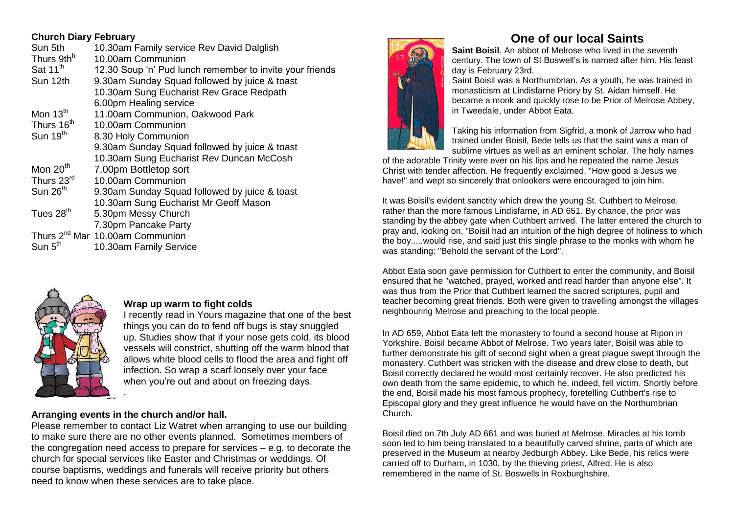**Church Diary February**

| | |
|---|---|
| Sun 5th | 10.30am Family service Rev David Dalglish |
| Thurs 9th | 10.00am Communion |
| Sat 11th | 12.30 Soup 'n' Pud lunch remember to invite your friends |
| Sun 12th | 9.30am Sunday Squad followed by juice & toast |
| | 10.30am Sung Eucharist Rev Grace Redpath |
| | 6.00pm Healing service |
| Mon 13th | 11.00am Communion, Oakwood Park |
| Thurs 16th | 10.00am Communion |
| Sun 19th | 8.30 Holy Communion |
| | 9.30am Sunday Squad followed by juice & toast |
| | 10.30am Sung Eucharist Rev Duncan McCosh |
| Mon 20th | 7.00pm Bottletop sort |
| Thurs 23rd | 10.00am Communion |
| Sun 26th | 9.30am Sunday Squad followed by juice & toast |
| | 10.30am Sung Eucharist Mr Geoff Mason |
| Tues 28th | 5.30pm Messy Church |
| | 7.30pm Pancake Party |
| Thurs 2nd Mar | 10.00am Communion |
| Sun 5th | 10.30am Family Service |

**Wrap up warm to fight colds**

I recently read in Yours magazine that one of the best things you can do to fend off bugs is stay snuggled up. Studies show that if your nose gets cold, its blood vessels will constrict, shutting off the warm blood that allows white blood cells to flood the area and fight off infection. So wrap a scarf loosely over your face when you're out and about on freezing days.

**Arranging events in the church and/or hall.**

Please remember to contact Liz Watret when arranging to use our building to make sure there are no other events planned. Sometimes members of the congregation need access to prepare for services – e.g. to decorate the church for special services like Easter and Christmas or weddings. Of course baptisms, weddings and funerals will receive priority but others need to know when these services are to take place.

# One of our local Saints

**Saint Boisil**. An abbot of Melrose who lived in the seventh century. The town of St Boswell's is named after him. His feast day is February 23rd.

Saint Boisil was a Northumbrian. As a youth, he was trained in monasticism at Lindisfarne Priory by St. Aidan himself. He became a monk and quickly rose to be Prior of Melrose Abbey, in Tweedale, under Abbot Eata.

Taking his information from Sigfrid, a monk of Jarrow who had trained under Boisil, Bede tells us that the saint was a man of sublime virtues as well as an eminent scholar. The holy names of the adorable Trinity were ever on his lips and he repeated the name Jesus Christ with tender affection. He frequently exclaimed, "How good a Jesus we have!" and wept so sincerely that onlookers were encouraged to join him.

It was Boisil's evident sanctity which drew the young St. Cuthbert to Melrose, rather than the more famous Lindisfarne, in AD 651. By chance, the prior was standing by the abbey gate when Cuthbert arrived. The latter entered the church to pray and, looking on, "Boisil had an intuition of the high degree of holiness to which the boy.....would rise, and said just this single phrase to the monks with whom he was standing: "Behold the servant of the Lord".

Abbot Eata soon gave permission for Cuthbert to enter the community, and Boisil ensured that he "watched, prayed, worked and read harder than anyone else". It was thus from the Prior that Cuthbert learned the sacred scriptures, pupil and teacher becoming great friends. Both were given to travelling amongst the villages neighbouring Melrose and preaching to the local people.

In AD 659, Abbot Eata left the monastery to found a second house at Ripon in Yorkshire. Boisil became Abbot of Melrose. Two years later, Boisil was able to further demonstrate his gift of second sight when a great plague swept through the monastery. Cuthbert was stricken with the disease and drew close to death, but Boisil correctly declared he would most certainly recover. He also predicted his own death from the same epidemic, to which he, indeed, fell victim. Shortly before the end, Boisil made his most famous prophecy, foretelling Cuthbert's rise to Episcopal glory and they great influence he would have on the Northumbrian Church.

Boisil died on 7th July AD 661 and was buried at Melrose. Miracles at his tomb soon led to him being translated to a beautifully carved shrine, parts of which are preserved in the Museum at nearby Jedburgh Abbey. Like Bede, his relics were carried off to Durham, in 1030, by the thieving priest, Alfred. He is also remembered in the name of St. Boswells in Roxburghshire.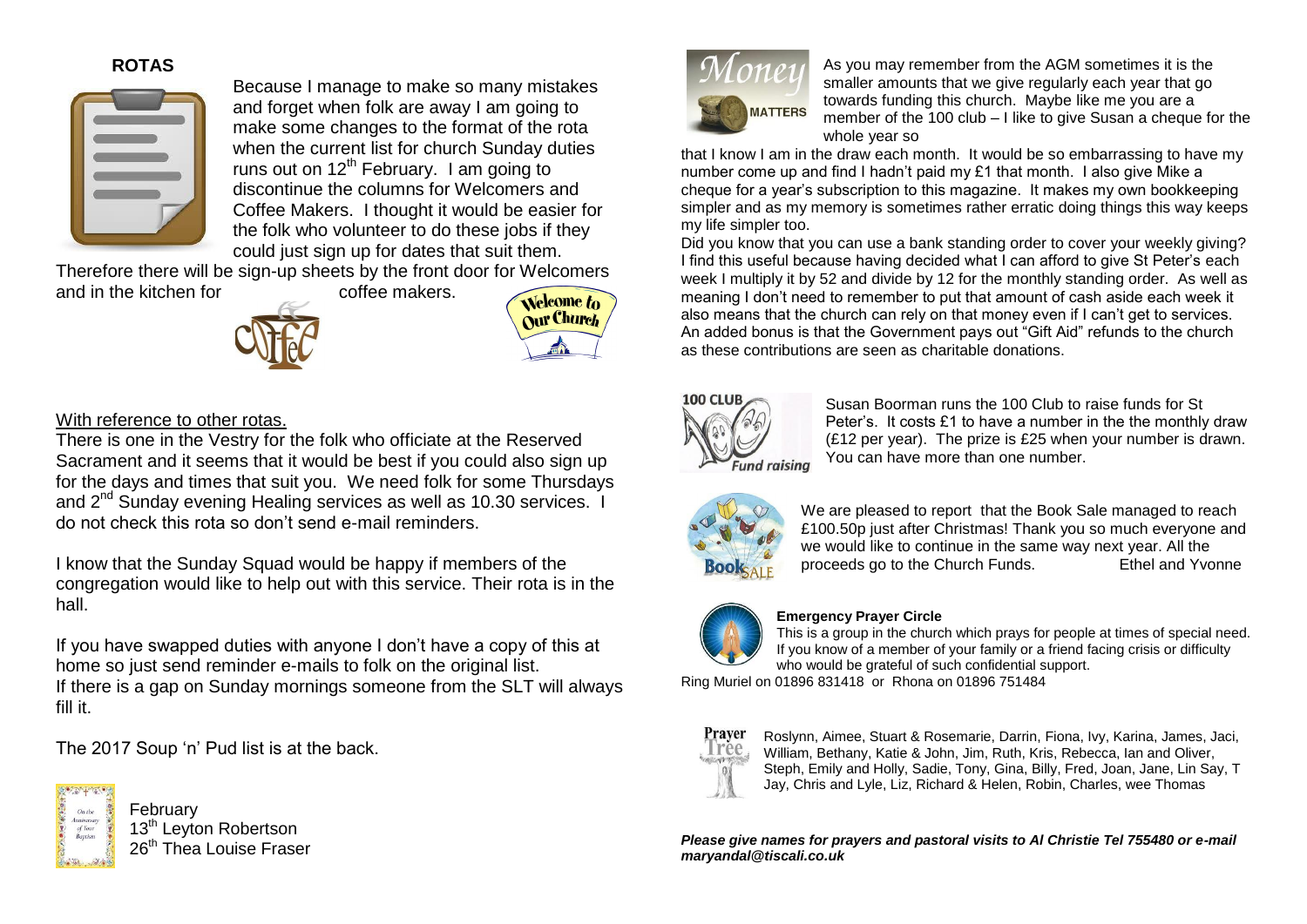## ROTAS

Because I manage to make so many mistakes and forget when folk are away I am going to make some changes to the format of the rota when the current list for church Sunday duties runs out on 12th February. I am going to discontinue the columns for Welcomers and Coffee Makers. I thought it would be easier for the folk who volunteer to do these jobs if they could just sign up for dates that suit them.

Therefore there will be sign-up sheets by the front door for Welcomers and in the kitchen for coffee makers.

With reference to other rotas.

There is one in the Vestry for the folk who officiate at the Reserved Sacrament and it seems that it would be best if you could also sign up for the days and times that suit you. We need folk for some Thursdays and 2nd Sunday evening Healing services as well as 10.30 services. I do not check this rota so don't send e-mail reminders.

I know that the Sunday Squad would be happy if members of the congregation would like to help out with this service. Their rota is in the hall.

If you have swapped duties with anyone I don't have a copy of this at home so just send reminder e-mails to folk on the original list.
If there is a gap on Sunday mornings someone from the SLT will always fill it.

The 2017 Soup 'n' Pud list is at the back.

February
13th Leyton Robertson
26th Thea Louise Fraser

As you may remember from the AGM sometimes it is the smaller amounts that we give regularly each year that go towards funding this church. Maybe like me you are a member of the 100 club – I like to give Susan a cheque for the whole year so that I know I am in the draw each month. It would be so embarrassing to have my number come up and find I hadn't paid my £1 that month. I also give Mike a cheque for a year's subscription to this magazine. It makes my own bookkeeping simpler and as my memory is sometimes rather erratic doing things this way keeps my life simpler too.

Did you know that you can use a bank standing order to cover your weekly giving? I find this useful because having decided what I can afford to give St Peter's each week I multiply it by 52 and divide by 12 for the monthly standing order. As well as meaning I don't need to remember to put that amount of cash aside each week it also means that the church can rely on that money even if I can't get to services. An added bonus is that the Government pays out "Gift Aid" refunds to the church as these contributions are seen as charitable donations.

Susan Boorman runs the 100 Club to raise funds for St Peter's. It costs £1 to have a number in the the monthly draw (£12 per year). The prize is £25 when your number is drawn. You can have more than one number.

We are pleased to report that the Book Sale managed to reach £100.50p just after Christmas! Thank you so much everyone and we would like to continue in the same way next year. All the proceeds go to the Church Funds. Ethel and Yvonne

**Emergency Prayer Circle**

This is a group in the church which prays for people at times of special need. If you know of a member of your family or a friend facing crisis or difficulty who would be grateful of such confidential support.
Ring Muriel on 01896 831418 or Rhona on 01896 751484

Roslynn, Aimee, Stuart & Rosemarie, Darrin, Fiona, Ivy, Karina, James, Jaci, William, Bethany, Katie & John, Jim, Ruth, Kris, Rebecca, Ian and Oliver, Steph, Emily and Holly, Sadie, Tony, Gina, Billy, Fred, Joan, Jane, Lin Say, T Jay, Chris and Lyle, Liz, Richard & Helen, Robin, Charles, wee Thomas

***Please give names for prayers and pastoral visits to Al Christie Tel 755480 or e-mail maryandal@tiscali.co.uk***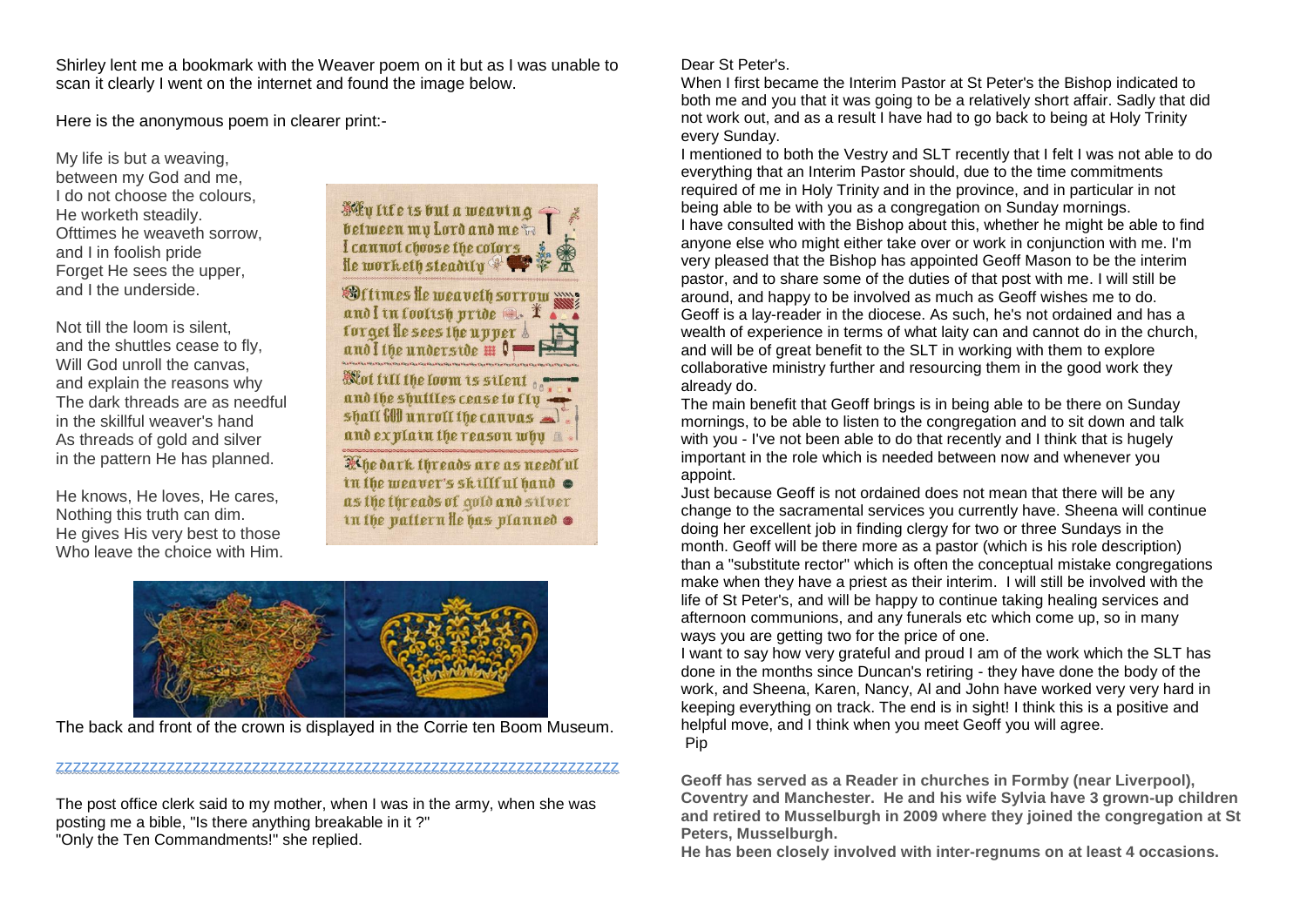Shirley lent me a bookmark with the Weaver poem on it but as I was unable to scan it clearly I went on the internet and found the image below.

Here is the anonymous poem in clearer print:-

My life is but a weaving,
between my God and me,
I do not choose the colours,
He worketh steadily.
Ofttimes he weaveth sorrow,
and I in foolish pride
Forget He sees the upper,
and I the underside.

Not till the loom is silent,
and the shuttles cease to fly,
Will God unroll the canvas,
and explain the reasons why
The dark threads are as needful
in the skillful weaver's hand
As threads of gold and silver
in the pattern He has planned.

He knows, He loves, He cares,
Nothing this truth can dim.
He gives His very best to those
Who leave the choice with Him.

The back and front of the crown is displayed in the Corrie ten Boom Museum.

zzzzzzzzzzzzzzzzzzzzzzzzzzzzzzzzzzzzzzzzzzzzzzzzzzzzzzzzzzzzzzzzzzzz

The post office clerk said to my mother, when I was in the army, when she was posting me a bible, "Is there anything breakable in it ?"
"Only the Ten Commandments!" she replied.

Dear St Peter's.

When I first became the Interim Pastor at St Peter's the Bishop indicated to both me and you that it was going to be a relatively short affair. Sadly that did not work out, and as a result I have had to go back to being at Holy Trinity every Sunday.

I mentioned to both the Vestry and SLT recently that I felt I was not able to do everything that an Interim Pastor should, due to the time commitments required of me in Holy Trinity and in the province, and in particular in not being able to be with you as a congregation on Sunday mornings.

I have consulted with the Bishop about this, whether he might be able to find anyone else who might either take over or work in conjunction with me. I'm very pleased that the Bishop has appointed Geoff Mason to be the interim pastor, and to share some of the duties of that post with me. I will still be around, and happy to be involved as much as Geoff wishes me to do.

Geoff is a lay-reader in the diocese. As such, he's not ordained and has a wealth of experience in terms of what laity can and cannot do in the church, and will be of great benefit to the SLT in working with them to explore collaborative ministry further and resourcing them in the good work they already do.

The main benefit that Geoff brings is in being able to be there on Sunday mornings, to be able to listen to the congregation and to sit down and talk with you - I've not been able to do that recently and I think that is hugely important in the role which is needed between now and whenever you appoint.

Just because Geoff is not ordained does not mean that there will be any change to the sacramental services you currently have. Sheena will continue doing her excellent job in finding clergy for two or three Sundays in the month. Geoff will be there more as a pastor (which is his role description) than a "substitute rector" which is often the conceptual mistake congregations make when they have a priest as their interim. I will still be involved with the life of St Peter's, and will be happy to continue taking healing services and afternoon communions, and any funerals etc which come up, so in many ways you are getting two for the price of one.

I want to say how very grateful and proud I am of the work which the SLT has done in the months since Duncan's retiring - they have done the body of the work, and Sheena, Karen, Nancy, Al and John have worked very very hard in keeping everything on track. The end is in sight! I think this is a positive and helpful move, and I think when you meet Geoff you will agree.

Pip

**Geoff has served as a Reader in churches in Formby (near Liverpool), Coventry and Manchester. He and his wife Sylvia have 3 grown-up children and retired to Musselburgh in 2009 where they joined the congregation at St Peters, Musselburgh.**

**He has been closely involved with inter-regnums on at least 4 occasions.**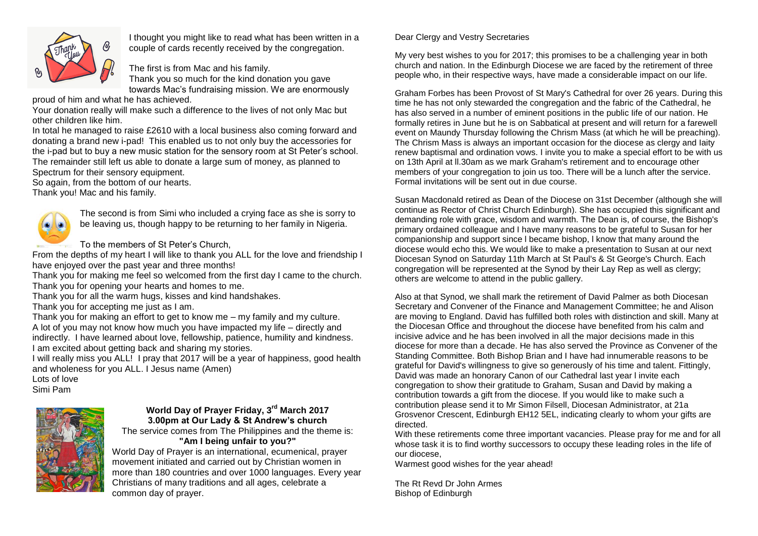I thought you might like to read what has been written in a couple of cards recently received by the congregation.

The first is from Mac and his family.

Thank you so much for the kind donation you gave towards Mac's fundraising mission. We are enormously proud of him and what he has achieved.

Your donation really will make such a difference to the lives of not only Mac but other children like him.

In total he managed to raise £2610 with a local business also coming forward and donating a brand new i-pad! This enabled us to not only buy the accessories for the i-pad but to buy a new music station for the sensory room at St Peter's school. The remainder still left us able to donate a large sum of money, as planned to Spectrum for their sensory equipment.

So again, from the bottom of our hearts.

Thank you! Mac and his family.

The second is from Simi who included a crying face as she is sorry to be leaving us, though happy to be returning to her family in Nigeria.

To the members of St Peter's Church,

From the depths of my heart I will like to thank you ALL for the love and friendship I have enjoyed over the past year and three months!

Thank you for making me feel so welcomed from the first day I came to the church.

Thank you for opening your hearts and homes to me.

Thank you for all the warm hugs, kisses and kind handshakes.

Thank you for accepting me just as I am.

Thank you for making an effort to get to know me – my family and my culture.

A lot of you may not know how much you have impacted my life – directly and indirectly. I have learned about love, fellowship, patience, humility and kindness.

I am excited about getting back and sharing my stories.

I will really miss you ALL! I pray that 2017 will be a year of happiness, good health and wholeness for you ALL. I Jesus name (Amen)

Lots of love

Simi Pam

**World Day of Prayer Friday, 3rd March 2017**
**3.00pm at Our Lady & St Andrew's church**

The service comes from The Philippines and the theme is:
**"Am I being unfair to you?"**

World Day of Prayer is an international, ecumenical, prayer movement initiated and carried out by Christian women in more than 180 countries and over 1000 languages. Every year Christians of many traditions and all ages, celebrate a common day of prayer.

Dear Clergy and Vestry Secretaries

My very best wishes to you for 2017; this promises to be a challenging year in both church and nation. In the Edinburgh Diocese we are faced by the retirement of three people who, in their respective ways, have made a considerable impact on our life.

Graham Forbes has been Provost of St Mary's Cathedral for over 26 years. During this time he has not only stewarded the congregation and the fabric of the Cathedral, he has also served in a number of eminent positions in the public life of our nation. He formally retires in June but he is on Sabbatical at present and will return for a farewell event on Maundy Thursday following the Chrism Mass (at which he will be preaching). The Chrism Mass is always an important occasion for the diocese as clergy and laity renew baptismal and ordination vows. I invite you to make a special effort to be with us on 13th April at ll.30am as we mark Graham's retirement and to encourage other members of your congregation to join us too. There will be a lunch after the service. Formal invitations will be sent out in due course.

Susan Macdonald retired as Dean of the Diocese on 31st December (although she will continue as Rector of Christ Church Edinburgh). She has occupied this significant and demanding role with grace, wisdom and warmth. The Dean is, of course, the Bishop's primary ordained colleague and I have many reasons to be grateful to Susan for her companionship and support since I became bishop, I know that many around the diocese would echo this. We would like to make a presentation to Susan at our next Diocesan Synod on Saturday 11th March at St Paul's & St George's Church. Each congregation will be represented at the Synod by their Lay Rep as well as clergy; others are welcome to attend in the public gallery.

Also at that Synod, we shall mark the retirement of David Palmer as both Diocesan Secretary and Convener of the Finance and Management Committee; he and Alison are moving to England. David has fulfilled both roles with distinction and skill. Many at the Diocesan Office and throughout the diocese have benefited from his calm and incisive advice and he has been involved in all the major decisions made in this diocese for more than a decade. He has also served the Province as Convener of the Standing Committee. Both Bishop Brian and I have had innumerable reasons to be grateful for David's willingness to give so generously of his time and talent. Fittingly, David was made an honorary Canon of our Cathedral last year I invite each congregation to show their gratitude to Graham, Susan and David by making a contribution towards a gift from the diocese. If you would like to make such a contribution please send it to Mr Simon Filsell, Diocesan Administrator, at 21a Grosvenor Crescent, Edinburgh EH12 5EL, indicating clearly to whom your gifts are directed.

With these retirements come three important vacancies. Please pray for me and for all whose task it is to find worthy successors to occupy these leading roles in the life of our diocese,

Warmest good wishes for the year ahead!

The Rt Revd Dr John Armes
Bishop of Edinburgh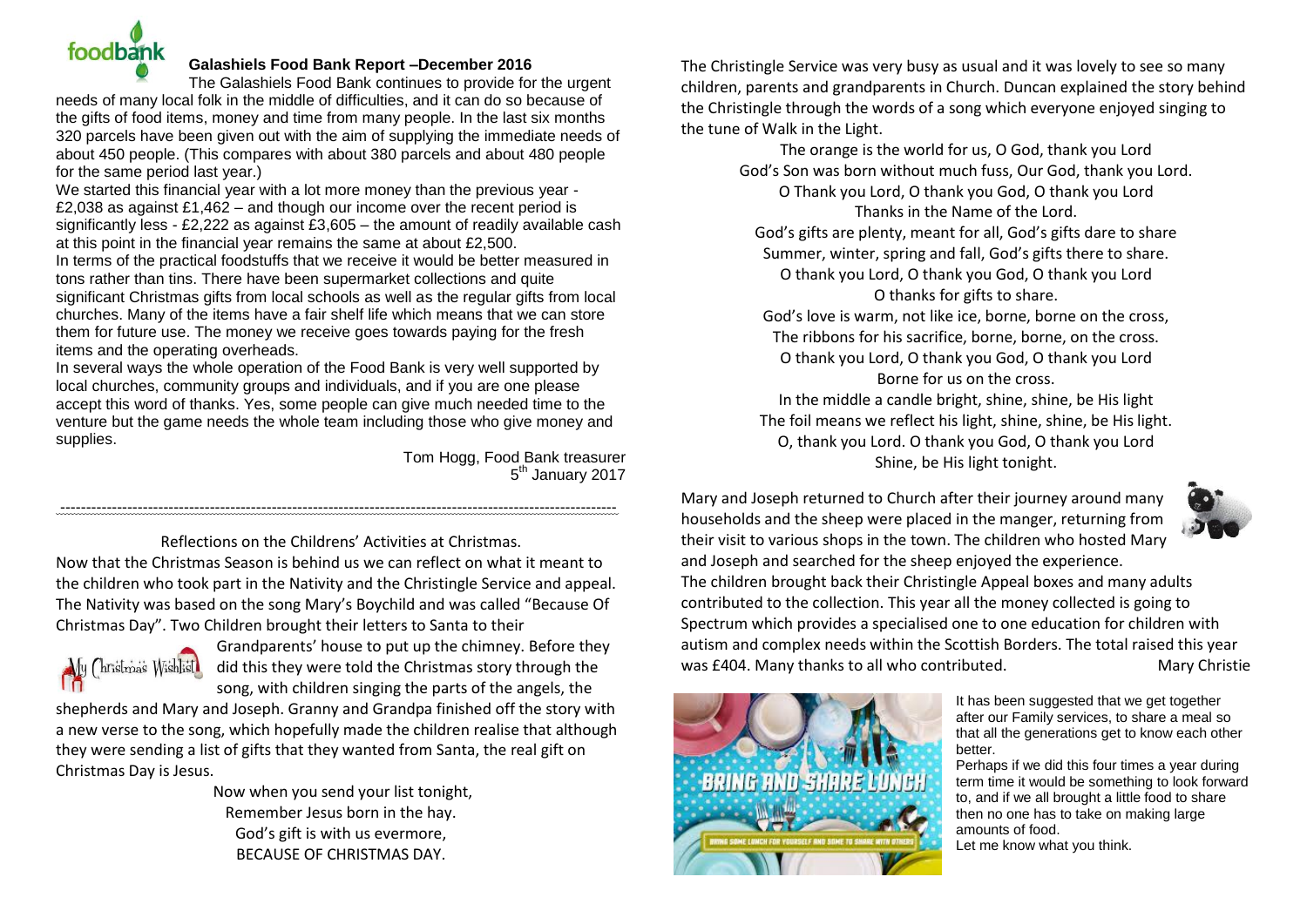## Galashiels Food Bank Report –December 2016

The Galashiels Food Bank continues to provide for the urgent needs of many local folk in the middle of difficulties, and it can do so because of the gifts of food items, money and time from many people. In the last six months 320 parcels have been given out with the aim of supplying the immediate needs of about 450 people. (This compares with about 380 parcels and about 480 people for the same period last year.)

We started this financial year with a lot more money than the previous year - £2,038 as against £1,462 – and though our income over the recent period is significantly less - £2,222 as against £3,605 – the amount of readily available cash at this point in the financial year remains the same at about £2,500.

In terms of the practical foodstuffs that we receive it would be better measured in tons rather than tins. There have been supermarket collections and quite significant Christmas gifts from local schools as well as the regular gifts from local churches. Many of the items have a fair shelf life which means that we can store them for future use. The money we receive goes towards paying for the fresh items and the operating overheads.

In several ways the whole operation of the Food Bank is very well supported by local churches, community groups and individuals, and if you are one please accept this word of thanks. Yes, some people can give much needed time to the venture but the game needs the whole team including those who give money and supplies.

Tom Hogg, Food Bank treasurer
5th January 2017

---

Reflections on the Childrens' Activities at Christmas.

Now that the Christmas Season is behind us we can reflect on what it meant to the children who took part in the Nativity and the Christingle Service and appeal. The Nativity was based on the song Mary's Boychild and was called "Because Of Christmas Day". Two Children brought their letters to Santa to their Grandparents' house to put up the chimney. Before they did this they were told the Christmas story through the song, with children singing the parts of the angels, the shepherds and Mary and Joseph. Granny and Grandpa finished off the story with a new verse to the song, which hopefully made the children realise that although they were sending a list of gifts that they wanted from Santa, the real gift on Christmas Day is Jesus.

Now when you send your list tonight,
Remember Jesus born in the hay.
God's gift is with us evermore,
BECAUSE OF CHRISTMAS DAY.

The Christingle Service was very busy as usual and it was lovely to see so many children, parents and grandparents in Church. Duncan explained the story behind the Christingle through the words of a song which everyone enjoyed singing to the tune of Walk in the Light.

The orange is the world for us, O God, thank you Lord
God's Son was born without much fuss, Our God, thank you Lord.
O Thank you Lord, O thank you God, O thank you Lord
Thanks in the Name of the Lord.
God's gifts are plenty, meant for all, God's gifts dare to share
Summer, winter, spring and fall, God's gifts there to share.
O thank you Lord, O thank you God, O thank you Lord
O thanks for gifts to share.
God's love is warm, not like ice, borne, borne on the cross,
The ribbons for his sacrifice, borne, borne, on the cross.
O thank you Lord, O thank you God, O thank you Lord
Borne for us on the cross.
In the middle a candle bright, shine, shine, be His light
The foil means we reflect his light, shine, shine, be His light.
O, thank you Lord. O thank you God, O thank you Lord
Shine, be His light tonight.

Mary and Joseph returned to Church after their journey around many households and the sheep were placed in the manger, returning from their visit to various shops in the town. The children who hosted Mary and Joseph and searched for the sheep enjoyed the experience.

The children brought back their Christingle Appeal boxes and many adults contributed to the collection. This year all the money collected is going to Spectrum which provides a specialised one to one education for children with autism and complex needs within the Scottish Borders. The total raised this year was £404. Many thanks to all who contributed.

Mary Christie

It has been suggested that we get together after our Family services, to share a meal so that all the generations get to know each other better.

Perhaps if we did this four times a year during term time it would be something to look forward to, and if we all brought a little food to share then no one has to take on making large amounts of food.

Let me know what you think.